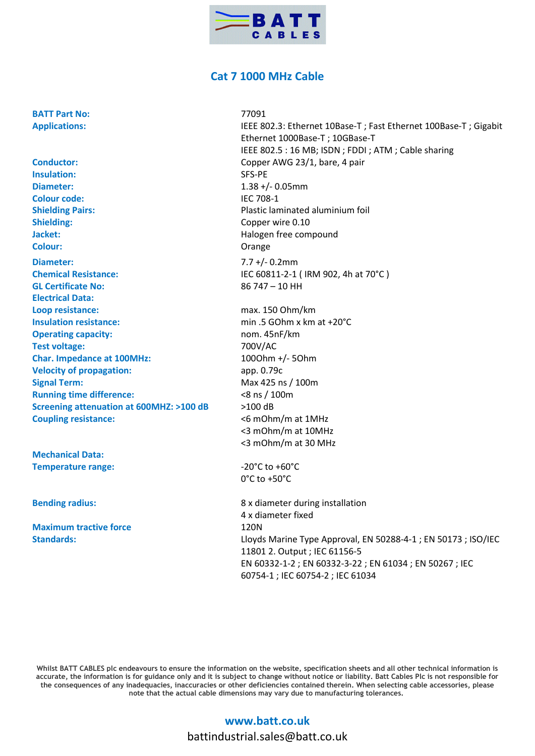BATT CABLES

# Cat 7 1000 MHz Cable

| | |
|---|---|
| **BATT Part No:** | 77091 |
| **Applications:** | IEEE 802.3: Ethernet 10Base-T ; Fast Ethernet 100Base-T ; Gigabit Ethernet 1000Base-T ; 10GBase-T<br>IEEE 802.5 : 16 MB; ISDN ; FDDI ; ATM ; Cable sharing |
| **Conductor:** | Copper AWG 23/1, bare, 4 pair |
| **Insulation:** | SFS-PE |
| **Diameter:** | 1.38 +/- 0.05mm |
| **Colour code:** | IEC 708-1 |
| **Shielding Pairs:** | Plastic laminated aluminium foil |
| **Shielding:** | Copper wire 0.10 |
| **Jacket:** | Halogen free compound |
| **Colour:** | Orange |
| **Diameter:** | 7.7 +/- 0.2mm |
| **Chemical Resistance:** | IEC 60811-2-1 ( IRM 902, 4h at 70°C ) |
| **GL Certificate No:** | 86 747 – 10 HH |
| **Electrical Data:** | |
| **Loop resistance:** | max. 150 Ohm/km |
| **Insulation resistance:** | min .5 GOhm x km at +20°C |
| **Operating capacity:** | nom. 45nF/km |
| **Test voltage:** | 700V/AC |
| **Char. Impedance at 100MHz:** | 100Ohm +/- 5Ohm |
| **Velocity of propagation:** | app. 0.79c |
| **Signal Term:** | Max 425 ns / 100m |
| **Running time difference:** | <8 ns / 100m |
| **Screening attenuation at 600MHZ: >100 dB** | >100 dB |
| **Coupling resistance:** | <6 mOhm/m at 1MHz<br><3 mOhm/m at 10MHz<br><3 mOhm/m at 30 MHz |
| **Mechanical Data:** | |
| **Temperature range:** | -20°C to +60°C<br>0°C to +50°C |
| **Bending radius:** | 8 x diameter during installation<br>4 x diameter fixed |
| **Maximum tractive force** | 120N |
| **Standards:** | Lloyds Marine Type Approval, EN 50288-4-1 ; EN 50173 ; ISO/IEC 11801 2. Output ; IEC 61156-5<br>EN 60332-1-2 ; EN 60332-3-22 ; EN 61034 ; EN 50267 ; IEC 60754-1 ; IEC 60754-2 ; IEC 61034 |

Whilst BATT CABLES plc endeavours to ensure the information on the website, specification sheets and all other technical information is accurate, the information is for guidance only and it is subject to change without notice or liability. Batt Cables Plc is not responsible for the consequences of any inadequacies, inaccuracies or other deficiencies contained therein. When selecting cable accessories, please note that the actual cable dimensions may vary due to manufacturing tolerances.

**www.batt.co.uk**

battindustrial.sales@batt.co.uk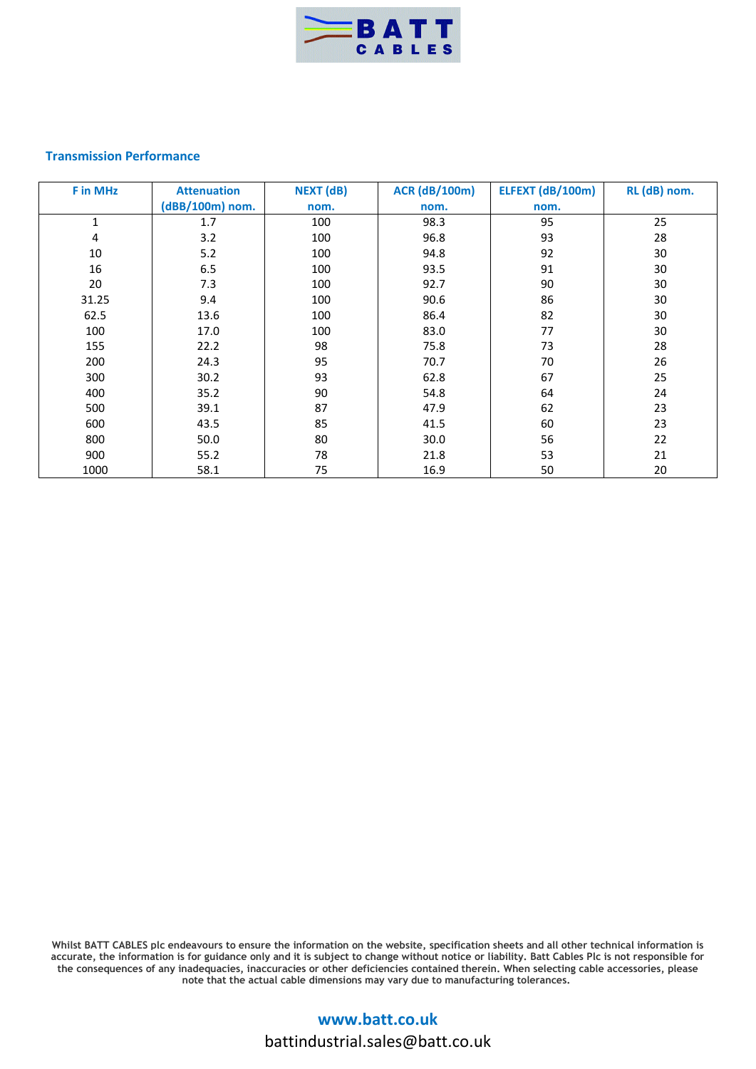### Transmission Performance

| F in MHz | Attenuation (dBB/100m) nom. | NEXT (dB) nom. | ACR (dB/100m) nom. | ELFEXT (dB/100m) nom. | RL (dB) nom. |
|---|---|---|---|---|---|
| 1 | 1.7 | 100 | 98.3 | 95 | 25 |
| 4 | 3.2 | 100 | 96.8 | 93 | 28 |
| 10 | 5.2 | 100 | 94.8 | 92 | 30 |
| 16 | 6.5 | 100 | 93.5 | 91 | 30 |
| 20 | 7.3 | 100 | 92.7 | 90 | 30 |
| 31.25 | 9.4 | 100 | 90.6 | 86 | 30 |
| 62.5 | 13.6 | 100 | 86.4 | 82 | 30 |
| 100 | 17.0 | 100 | 83.0 | 77 | 30 |
| 155 | 22.2 | 98 | 75.8 | 73 | 28 |
| 200 | 24.3 | 95 | 70.7 | 70 | 26 |
| 300 | 30.2 | 93 | 62.8 | 67 | 25 |
| 400 | 35.2 | 90 | 54.8 | 64 | 24 |
| 500 | 39.1 | 87 | 47.9 | 62 | 23 |
| 600 | 43.5 | 85 | 41.5 | 60 | 23 |
| 800 | 50.0 | 80 | 30.0 | 56 | 22 |
| 900 | 55.2 | 78 | 21.8 | 53 | 21 |
| 1000 | 58.1 | 75 | 16.9 | 50 | 20 |

**Whilst BATT CABLES plc endeavours to ensure the information on the website, specification sheets and all other technical information is accurate, the information is for guidance only and it is subject to change without notice or liability. Batt Cables Plc is not responsible for the consequences of any inadequacies, inaccuracies or other deficiencies contained therein. When selecting cable accessories, please note that the actual cable dimensions may vary due to manufacturing tolerances.**

**www.batt.co.uk**

battindustrial.sales@batt.co.uk